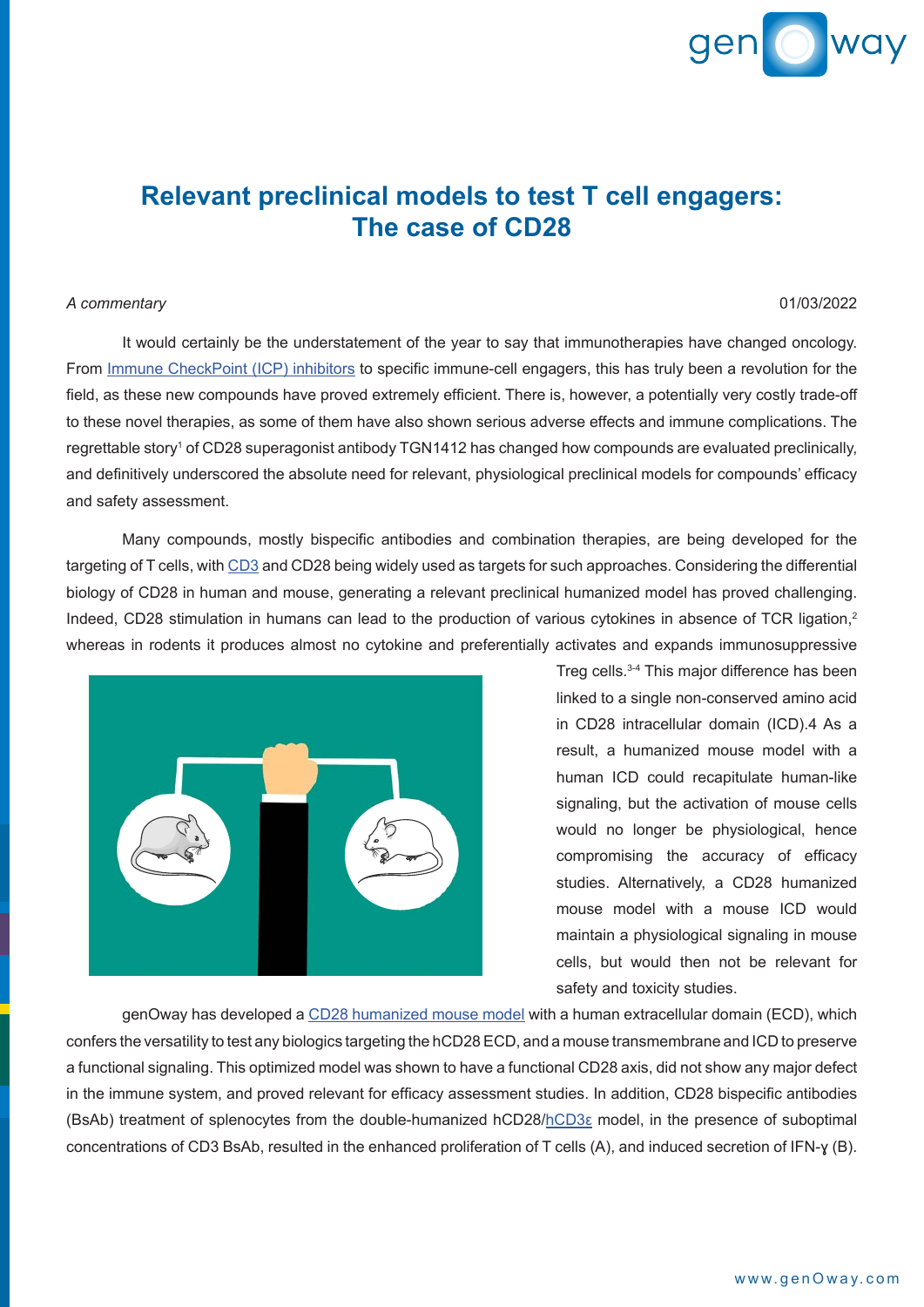# Relevant preclinical models to test T cell engagers: The case of CD28

*A commentary*

01/03/2022

It would certainly be the understatement of the year to say that immunotherapies have changed oncology. From Immune CheckPoint (ICP) inhibitors to specific immune-cell engagers, this has truly been a revolution for the field, as these new compounds have proved extremely efficient. There is, however, a potentially very costly trade-off to these novel therapies, as some of them have also shown serious adverse effects and immune complications. The regrettable story[1] of CD28 superagonist antibody TGN1412 has changed how compounds are evaluated preclinically, and definitively underscored the absolute need for relevant, physiological preclinical models for compounds' efficacy and safety assessment.

Many compounds, mostly bispecific antibodies and combination therapies, are being developed for the targeting of T cells, with CD3 and CD28 being widely used as targets for such approaches. Considering the differential biology of CD28 in human and mouse, generating a relevant preclinical humanized model has proved challenging. Indeed, CD28 stimulation in humans can lead to the production of various cytokines in absence of TCR ligation,[2] whereas in rodents it produces almost no cytokine and preferentially activates and expands immunosuppressive Treg cells.[3-4] This major difference has been linked to a single non-conserved amino acid in CD28 intracellular domain (ICD).4 As a result, a humanized mouse model with a human ICD could recapitulate human-like signaling, but the activation of mouse cells would no longer be physiological, hence compromising the accuracy of efficacy studies. Alternatively, a CD28 humanized mouse model with a mouse ICD would maintain a physiological signaling in mouse cells, but would then not be relevant for safety and toxicity studies.

genOway has developed a CD28 humanized mouse model with a human extracellular domain (ECD), which confers the versatility to test any biologics targeting the hCD28 ECD, and a mouse transmembrane and ICD to preserve a functional signaling. This optimized model was shown to have a functional CD28 axis, did not show any major defect in the immune system, and proved relevant for efficacy assessment studies. In addition, CD28 bispecific antibodies (BsAb) treatment of splenocytes from the double-humanized hCD28/hCD3ε model, in the presence of suboptimal concentrations of CD3 BsAb, resulted in the enhanced proliferation of T cells (A), and induced secretion of IFN-ɣ (B).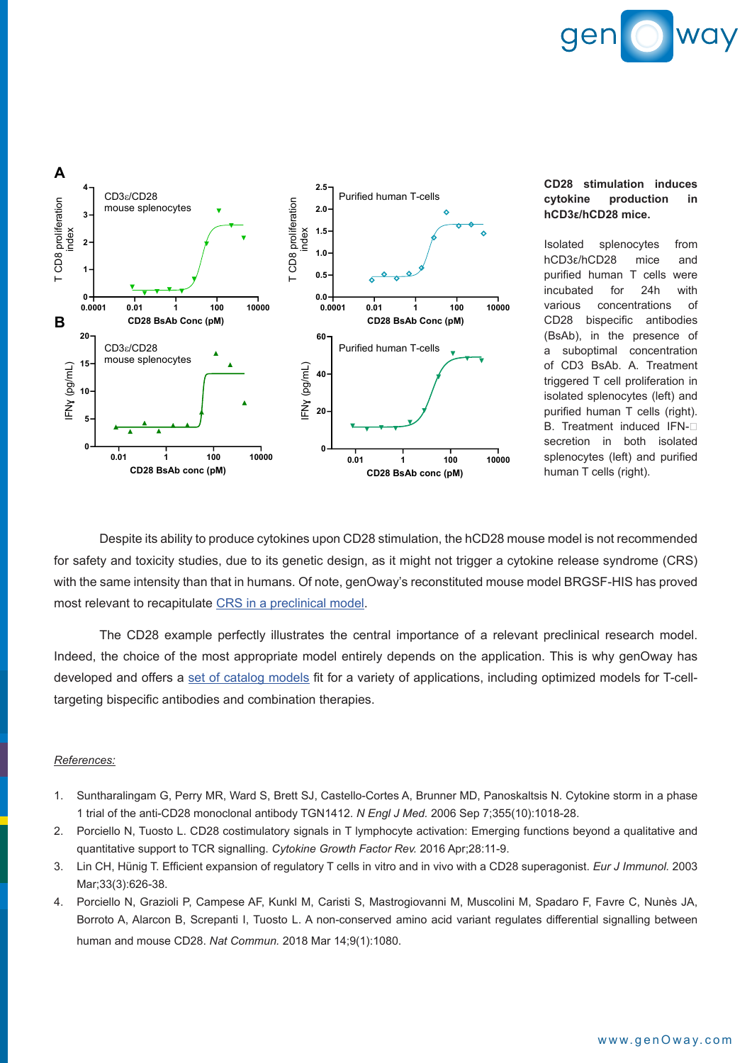A

CD3ε/CD28
mouse splenocytes

T CD8 proliferation index

4
3
2
1
0

0.0001 0.01 1 100 10000

CD28 BsAb Conc (pM)

Purified human T-cells

T CD8 proliferation index

2.5
2.0
1.5
1.0
0.5
0.0

0.0001 0.01 1 100 10000

CD28 BsAb Conc (pM)

B

CD3ε/CD28
mouse splenocytes

IFNγ (pg/mL)

20
15
10
5
0

0.01 1 100 10000

CD28 BsAb conc (pM)

Purified human T-cells

IFNγ (pg/mL)

60
40
20
0

0.01 1 100 10000

CD28 BsAb conc (pM)

**CD28 stimulation induces cytokine production in hCD3ε/hCD28 mice.**

Isolated splenocytes from hCD3ε/hCD28 mice and purified human T cells were incubated for 24h with various concentrations of CD28 bispecific antibodies (BsAb), in the presence of a suboptimal concentration of CD3 BsAb. A. Treatment triggered T cell proliferation in isolated splenocytes (left) and purified human T cells (right). B. Treatment induced IFN-□ secretion in both isolated splenocytes (left) and purified human T cells (right).

Despite its ability to produce cytokines upon CD28 stimulation, the hCD28 mouse model is not recommended for safety and toxicity studies, due to its genetic design, as it might not trigger a cytokine release syndrome (CRS) with the same intensity than that in humans. Of note, genOway's reconstituted mouse model BRGSF-HIS has proved most relevant to recapitulate CRS in a preclinical model.

The CD28 example perfectly illustrates the central importance of a relevant preclinical research model. Indeed, the choice of the most appropriate model entirely depends on the application. This is why genOway has developed and offers a set of catalog models fit for a variety of applications, including optimized models for T-cell-targeting bispecific antibodies and combination therapies.

*References:*

1. Suntharalingam G, Perry MR, Ward S, Brett SJ, Castello-Cortes A, Brunner MD, Panoskaltsis N. Cytokine storm in a phase 1 trial of the anti-CD28 monoclonal antibody TGN1412. *N Engl J Med.* 2006 Sep 7;355(10):1018-28.
2. Porciello N, Tuosto L. CD28 costimulatory signals in T lymphocyte activation: Emerging functions beyond a qualitative and quantitative support to TCR signalling. *Cytokine Growth Factor Rev.* 2016 Apr;28:11-9.
3. Lin CH, Hünig T. Efficient expansion of regulatory T cells in vitro and in vivo with a CD28 superagonist. *Eur J Immunol.* 2003 Mar;33(3):626-38.
4. Porciello N, Grazioli P, Campese AF, Kunkl M, Caristi S, Mastrogiovanni M, Muscolini M, Spadaro F, Favre C, Nunès JA, Borroto A, Alarcon B, Screpanti I, Tuosto L. A non-conserved amino acid variant regulates differential signalling between human and mouse CD28. *Nat Commun.* 2018 Mar 14;9(1):1080.